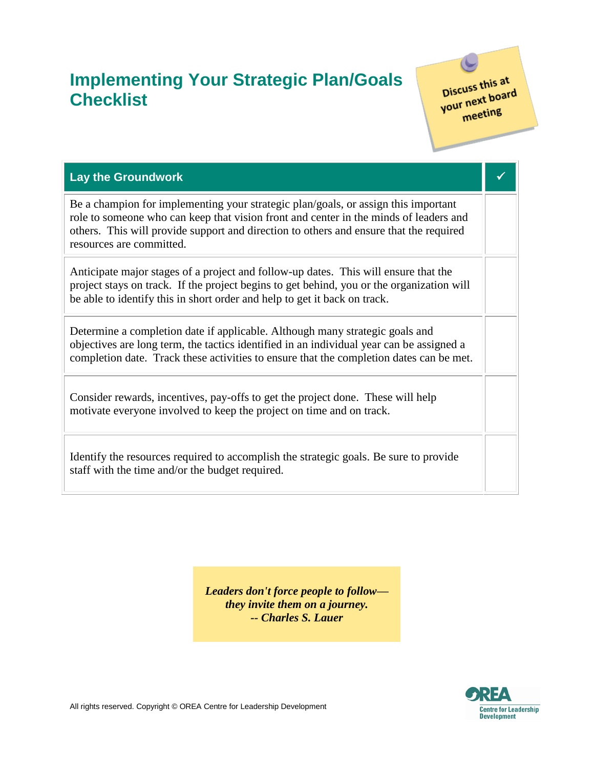# Implementing Your Strategic Plan/Goals Checklist

Discuss this at your next board meeting

| Lay the Groundwork | ✓ |
|---|---|
| Be a champion for implementing your strategic plan/goals, or assign this important role to someone who can keep that vision front and center in the minds of leaders and others. This will provide support and direction to others and ensure that the required resources are committed. | |
| Anticipate major stages of a project and follow-up dates. This will ensure that the project stays on track. If the project begins to get behind, you or the organization will be able to identify this in short order and help to get it back on track. | |
| Determine a completion date if applicable. Although many strategic goals and objectives are long term, the tactics identified in an individual year can be assigned a completion date. Track these activities to ensure that the completion dates can be met. | |
| Consider rewards, incentives, pay-offs to get the project done. These will help motivate everyone involved to keep the project on time and on track. | |
| Identify the resources required to accomplish the strategic goals. Be sure to provide staff with the time and/or the budget required. | |

***Leaders don't force people to follow— they invite them on a journey.***
***-- Charles S. Lauer***

All rights reserved. Copyright © OREA Centre for Leadership Development

OREA Centre for Leadership Development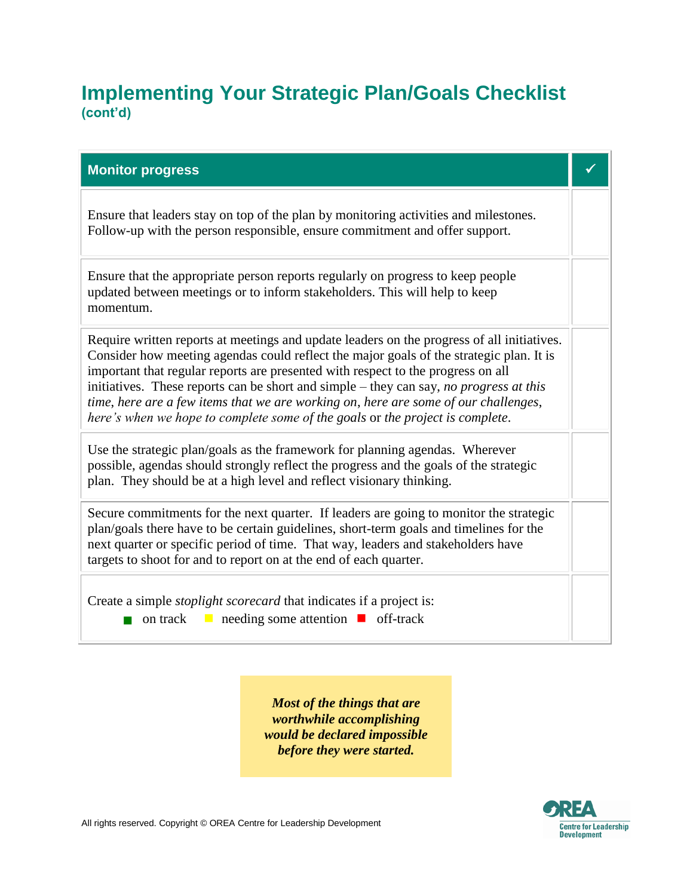# Implementing Your Strategic Plan/Goals Checklist
**(cont'd)**

| Monitor progress | ✓ |
|---|---|
| Ensure that leaders stay on top of the plan by monitoring activities and milestones. Follow-up with the person responsible, ensure commitment and offer support. | |
| Ensure that the appropriate person reports regularly on progress to keep people updated between meetings or to inform stakeholders. This will help to keep momentum. | |
| Require written reports at meetings and update leaders on the progress of all initiatives. Consider how meeting agendas could reflect the major goals of the strategic plan. It is important that regular reports are presented with respect to the progress on all initiatives. These reports can be short and simple – they can say, *no progress at this time, here are a few items that we are working on, here are some of our challenges, here's when we hope to complete some of the goals* or *the project is complete*. | |
| Use the strategic plan/goals as the framework for planning agendas. Wherever possible, agendas should strongly reflect the progress and the goals of the strategic plan. They should be at a high level and reflect visionary thinking. | |
| Secure commitments for the next quarter. If leaders are going to monitor the strategic plan/goals there have to be certain guidelines, short-term goals and timelines for the next quarter or specific period of time. That way, leaders and stakeholders have targets to shoot for and to report on at the end of each quarter. | |
| Create a simple *stoplight scorecard* that indicates if a project is: ■ on track ■ needing some attention ■ off-track | |

***Most of the things that are worthwhile accomplishing would be declared impossible before they were started.***

All rights reserved. Copyright © OREA Centre for Leadership Development

OREA Centre for Leadership Development